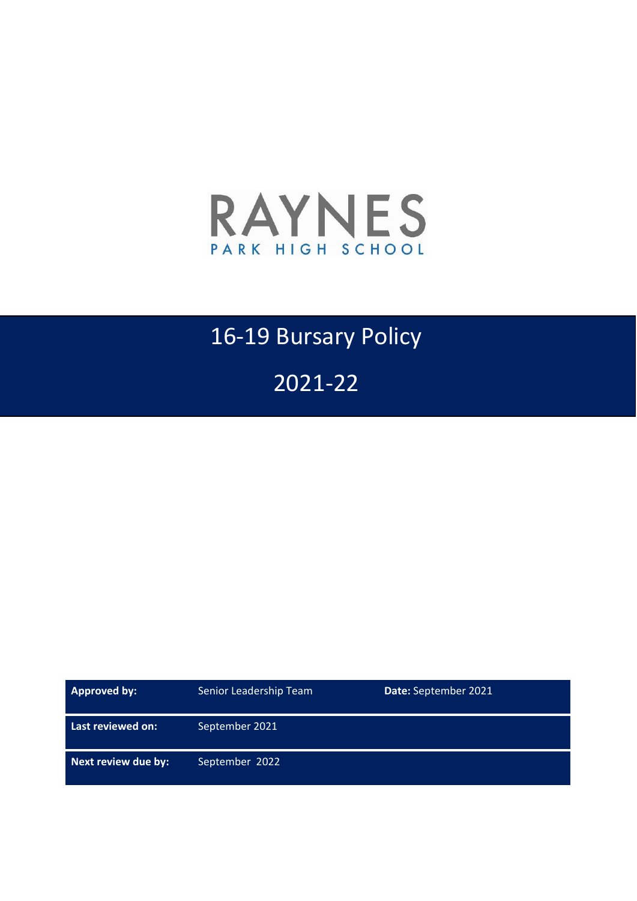RAYNES

PARK HIGH SCHOOL

# 16-19 Bursary Policy

# 2021-22

| **Approved by:** | Senior Leadership Team | **Date:** September 2021 |
|---|---|---|
| **Last reviewed on:** | September 2021 | |
| **Next review due by:** | September 2022 | |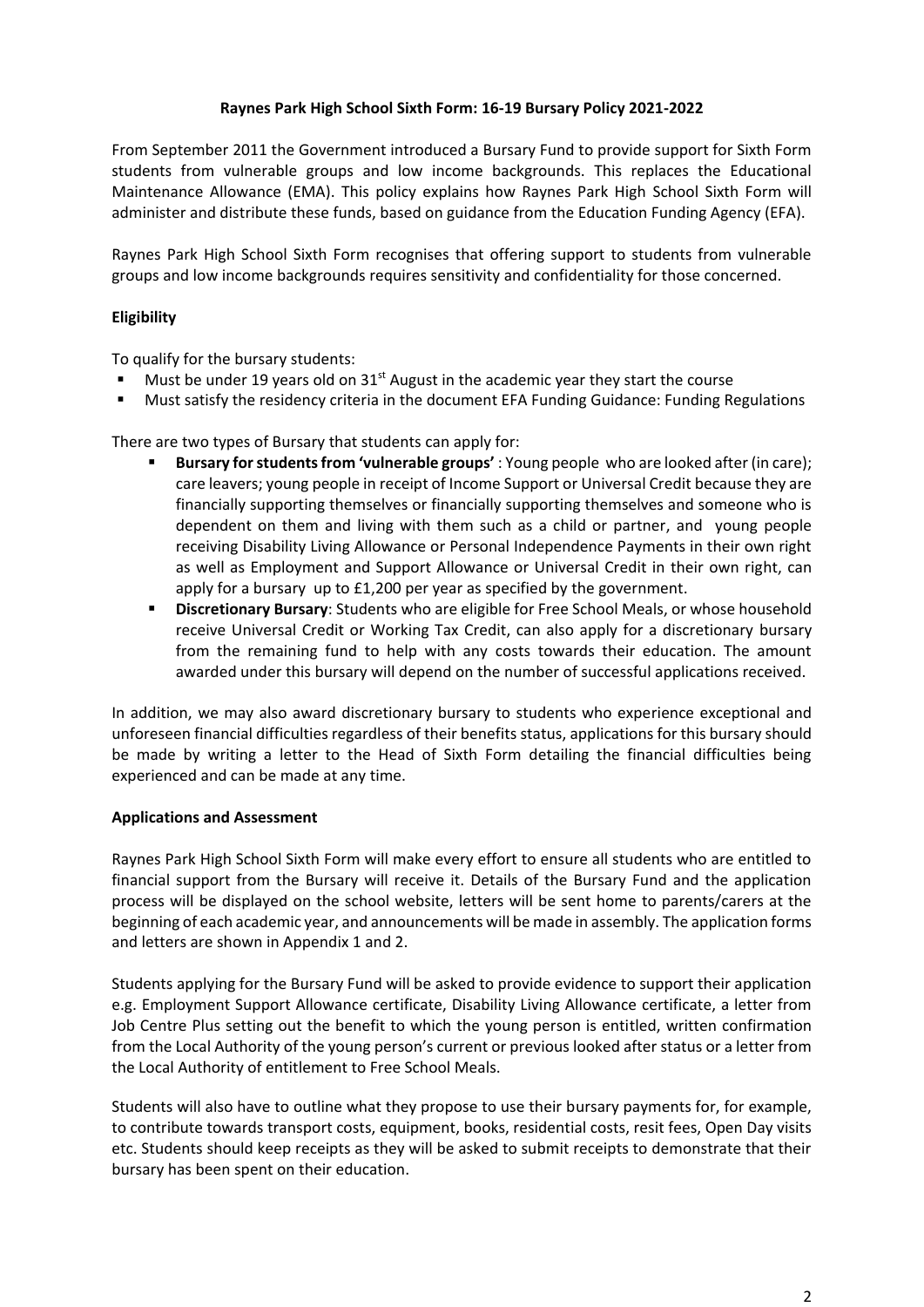**Raynes Park High School Sixth Form: 16-19 Bursary Policy 2021-2022**

From September 2011 the Government introduced a Bursary Fund to provide support for Sixth Form students from vulnerable groups and low income backgrounds. This replaces the Educational Maintenance Allowance (EMA). This policy explains how Raynes Park High School Sixth Form will administer and distribute these funds, based on guidance from the Education Funding Agency (EFA).

Raynes Park High School Sixth Form recognises that offering support to students from vulnerable groups and low income backgrounds requires sensitivity and confidentiality for those concerned.

**Eligibility**

To qualify for the bursary students:

- Must be under 19 years old on 31st August in the academic year they start the course
- Must satisfy the residency criteria in the document EFA Funding Guidance: Funding Regulations

There are two types of Bursary that students can apply for:

- **Bursary for students from 'vulnerable groups'** : Young people who are looked after (in care); care leavers; young people in receipt of Income Support or Universal Credit because they are financially supporting themselves or financially supporting themselves and someone who is dependent on them and living with them such as a child or partner, and young people receiving Disability Living Allowance or Personal Independence Payments in their own right as well as Employment and Support Allowance or Universal Credit in their own right, can apply for a bursary up to £1,200 per year as specified by the government.
- **Discretionary Bursary**: Students who are eligible for Free School Meals, or whose household receive Universal Credit or Working Tax Credit, can also apply for a discretionary bursary from the remaining fund to help with any costs towards their education. The amount awarded under this bursary will depend on the number of successful applications received.

In addition, we may also award discretionary bursary to students who experience exceptional and unforeseen financial difficulties regardless of their benefits status, applications for this bursary should be made by writing a letter to the Head of Sixth Form detailing the financial difficulties being experienced and can be made at any time.

**Applications and Assessment**

Raynes Park High School Sixth Form will make every effort to ensure all students who are entitled to financial support from the Bursary will receive it. Details of the Bursary Fund and the application process will be displayed on the school website, letters will be sent home to parents/carers at the beginning of each academic year, and announcements will be made in assembly. The application forms and letters are shown in Appendix 1 and 2.

Students applying for the Bursary Fund will be asked to provide evidence to support their application e.g. Employment Support Allowance certificate, Disability Living Allowance certificate, a letter from Job Centre Plus setting out the benefit to which the young person is entitled, written confirmation from the Local Authority of the young person's current or previous looked after status or a letter from the Local Authority of entitlement to Free School Meals.

Students will also have to outline what they propose to use their bursary payments for, for example, to contribute towards transport costs, equipment, books, residential costs, resit fees, Open Day visits etc. Students should keep receipts as they will be asked to submit receipts to demonstrate that their bursary has been spent on their education.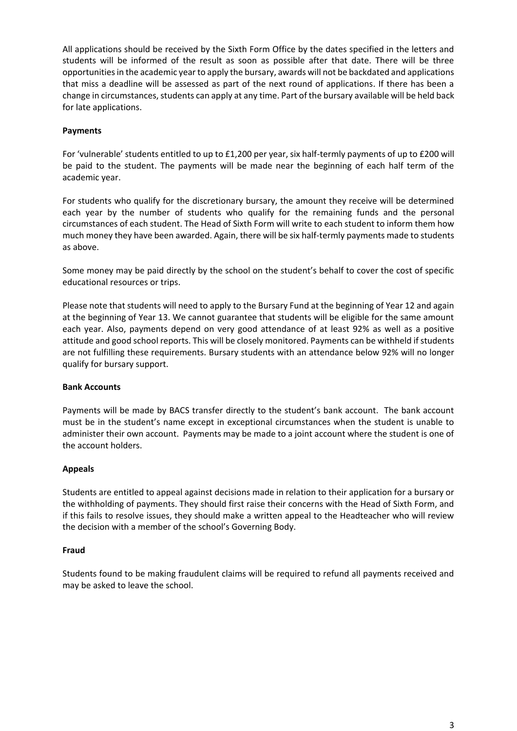All applications should be received by the Sixth Form Office by the dates specified in the letters and students will be informed of the result as soon as possible after that date. There will be three opportunities in the academic year to apply the bursary, awards will not be backdated and applications that miss a deadline will be assessed as part of the next round of applications. If there has been a change in circumstances, students can apply at any time. Part of the bursary available will be held back for late applications.

**Payments**

For 'vulnerable' students entitled to up to £1,200 per year, six half-termly payments of up to £200 will be paid to the student. The payments will be made near the beginning of each half term of the academic year.

For students who qualify for the discretionary bursary, the amount they receive will be determined each year by the number of students who qualify for the remaining funds and the personal circumstances of each student. The Head of Sixth Form will write to each student to inform them how much money they have been awarded. Again, there will be six half-termly payments made to students as above.

Some money may be paid directly by the school on the student's behalf to cover the cost of specific educational resources or trips.

Please note that students will need to apply to the Bursary Fund at the beginning of Year 12 and again at the beginning of Year 13. We cannot guarantee that students will be eligible for the same amount each year. Also, payments depend on very good attendance of at least 92% as well as a positive attitude and good school reports. This will be closely monitored. Payments can be withheld if students are not fulfilling these requirements. Bursary students with an attendance below 92% will no longer qualify for bursary support.

**Bank Accounts**

Payments will be made by BACS transfer directly to the student's bank account. The bank account must be in the student's name except in exceptional circumstances when the student is unable to administer their own account. Payments may be made to a joint account where the student is one of the account holders.

**Appeals**

Students are entitled to appeal against decisions made in relation to their application for a bursary or the withholding of payments. They should first raise their concerns with the Head of Sixth Form, and if this fails to resolve issues, they should make a written appeal to the Headteacher who will review the decision with a member of the school's Governing Body.

**Fraud**

Students found to be making fraudulent claims will be required to refund all payments received and may be asked to leave the school.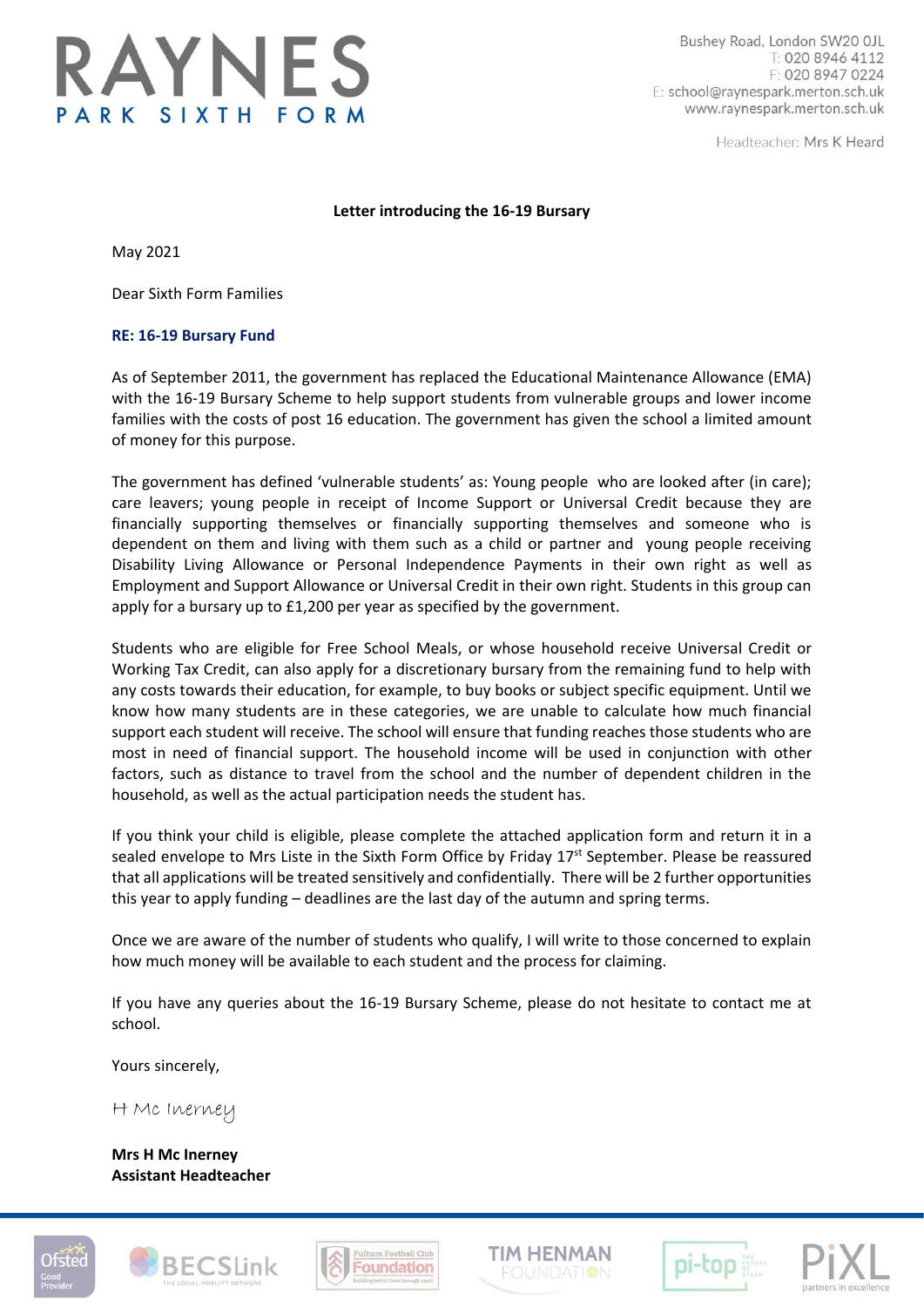# RAYNES
## PARK SIXTH FORM

Bushey Road, London SW20 0JL
T: 020 8946 4112
F: 020 8947 0224
E: school@raynespark.merton.sch.uk
www.raynespark.merton.sch.uk

Headteacher: Mrs K Heard

**Letter introducing the 16-19 Bursary**

May 2021

Dear Sixth Form Families

**RE: 16-19 Bursary Fund**

As of September 2011, the government has replaced the Educational Maintenance Allowance (EMA) with the 16-19 Bursary Scheme to help support students from vulnerable groups and lower income families with the costs of post 16 education. The government has given the school a limited amount of money for this purpose.

The government has defined 'vulnerable students' as: Young people who are looked after (in care); care leavers; young people in receipt of Income Support or Universal Credit because they are financially supporting themselves or financially supporting themselves and someone who is dependent on them and living with them such as a child or partner and young people receiving Disability Living Allowance or Personal Independence Payments in their own right as well as Employment and Support Allowance or Universal Credit in their own right. Students in this group can apply for a bursary up to £1,200 per year as specified by the government.

Students who are eligible for Free School Meals, or whose household receive Universal Credit or Working Tax Credit, can also apply for a discretionary bursary from the remaining fund to help with any costs towards their education, for example, to buy books or subject specific equipment. Until we know how many students are in these categories, we are unable to calculate how much financial support each student will receive. The school will ensure that funding reaches those students who are most in need of financial support. The household income will be used in conjunction with other factors, such as distance to travel from the school and the number of dependent children in the household, as well as the actual participation needs the student has.

If you think your child is eligible, please complete the attached application form and return it in a sealed envelope to Mrs Liste in the Sixth Form Office by Friday 17th September. Please be reassured that all applications will be treated sensitively and confidentially. There will be 2 further opportunities this year to apply funding – deadlines are the last day of the autumn and spring terms.

Once we are aware of the number of students who qualify, I will write to those concerned to explain how much money will be available to each student and the process for claiming.

If you have any queries about the 16-19 Bursary Scheme, please do not hesitate to contact me at school.

Yours sincerely,

H Mc Inerney

**Mrs H Mc Inerney**
**Assistant Headteacher**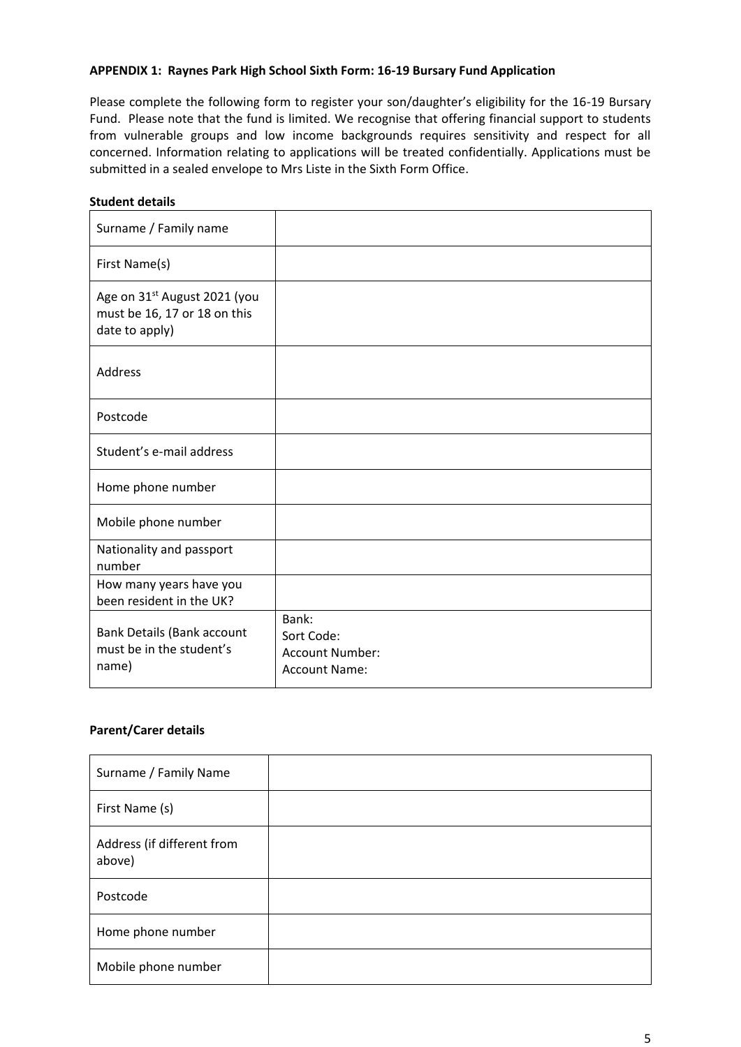**APPENDIX 1: Raynes Park High School Sixth Form: 16-19 Bursary Fund Application**

Please complete the following form to register your son/daughter's eligibility for the 16-19 Bursary Fund. Please note that the fund is limited. We recognise that offering financial support to students from vulnerable groups and low income backgrounds requires sensitivity and respect for all concerned. Information relating to applications will be treated confidentially. Applications must be submitted in a sealed envelope to Mrs Liste in the Sixth Form Office.

**Student details**

| | |
|---|---|
| Surname / Family name | |
| First Name(s) | |
| Age on 31st August 2021 (you must be 16, 17 or 18 on this date to apply) | |
| Address | |
| Postcode | |
| Student's e-mail address | |
| Home phone number | |
| Mobile phone number | |
| Nationality and passport number | |
| How many years have you been resident in the UK? | |
| Bank Details (Bank account must be in the student's name) | Bank:<br>Sort Code:<br>Account Number:<br>Account Name: |

**Parent/Carer details**

| | |
|---|---|
| Surname / Family Name | |
| First Name (s) | |
| Address (if different from above) | |
| Postcode | |
| Home phone number | |
| Mobile phone number | |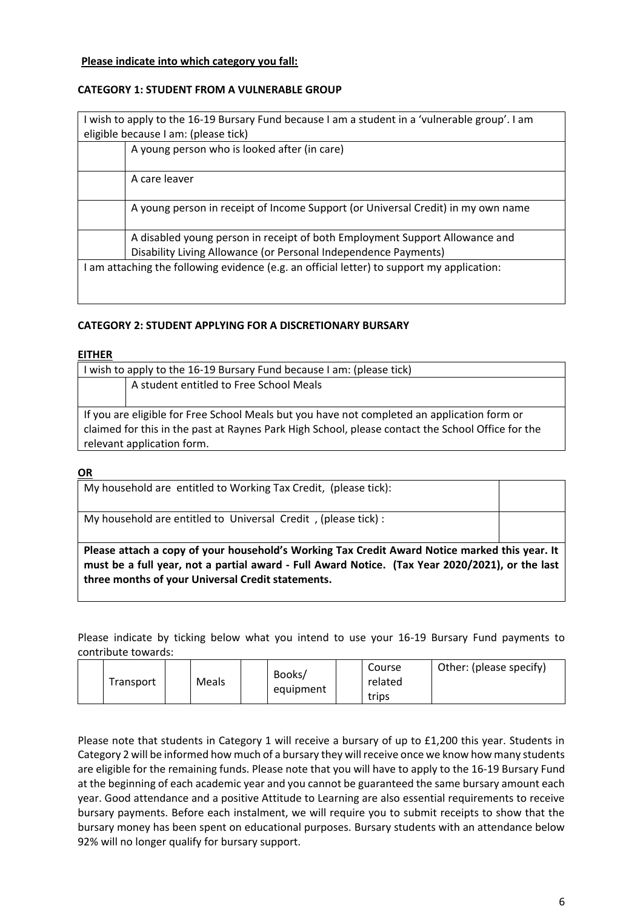**Please indicate into which category you fall:**

**CATEGORY 1: STUDENT FROM A VULNERABLE GROUP**

| I wish to apply to the 16-19 Bursary Fund because I am a student in a 'vulnerable group'. I am eligible because I am: (please tick) | |
|---|---|
| | A young person who is looked after (in care) |
| | A care leaver |
| | A young person in receipt of Income Support (or Universal Credit) in my own name |
| | A disabled young person in receipt of both Employment Support Allowance and Disability Living Allowance (or Personal Independence Payments) |
| I am attaching the following evidence (e.g. an official letter) to support my application: | |

**CATEGORY 2: STUDENT APPLYING FOR A DISCRETIONARY BURSARY**

**EITHER**

| I wish to apply to the 16-19 Bursary Fund because I am: (please tick) | |
|---|---|
| | A student entitled to Free School Meals |
| If you are eligible for Free School Meals but you have not completed an application form or claimed for this in the past at Raynes Park High School, please contact the School Office for the relevant application form. | |

**OR**

| My household are entitled to Working Tax Credit, (please tick): | |
|---|---|
| My household are entitled to Universal Credit , (please tick) : | |
| **Please attach a copy of your household's Working Tax Credit Award Notice marked this year. It must be a full year, not a partial award - Full Award Notice. (Tax Year 2020/2021), or the last three months of your Universal Credit statements.** | |

Please indicate by ticking below what you intend to use your 16-19 Bursary Fund payments to contribute towards:

| | Transport | | Meals | | Books/ equipment | | Course related trips | Other: (please specify) |
|---|---|---|---|---|---|---|---|---|

Please note that students in Category 1 will receive a bursary of up to £1,200 this year. Students in Category 2 will be informed how much of a bursary they will receive once we know how many students are eligible for the remaining funds. Please note that you will have to apply to the 16-19 Bursary Fund at the beginning of each academic year and you cannot be guaranteed the same bursary amount each year. Good attendance and a positive Attitude to Learning are also essential requirements to receive bursary payments. Before each instalment, we will require you to submit receipts to show that the bursary money has been spent on educational purposes. Bursary students with an attendance below 92% will no longer qualify for bursary support.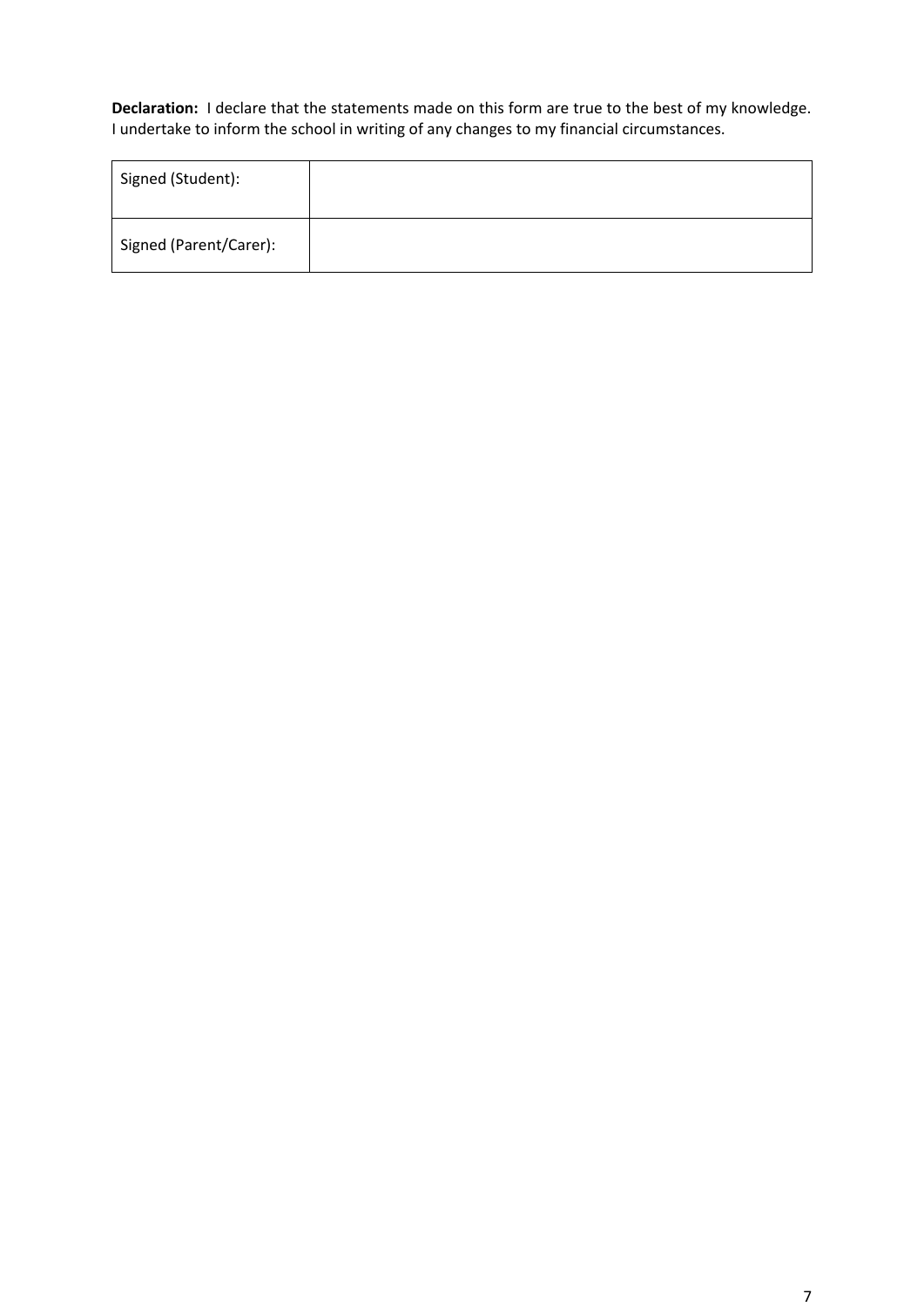**Declaration:** I declare that the statements made on this form are true to the best of my knowledge. I undertake to inform the school in writing of any changes to my financial circumstances.

| | |
|---|---|
| Signed (Student): | |
| Signed (Parent/Carer): | |